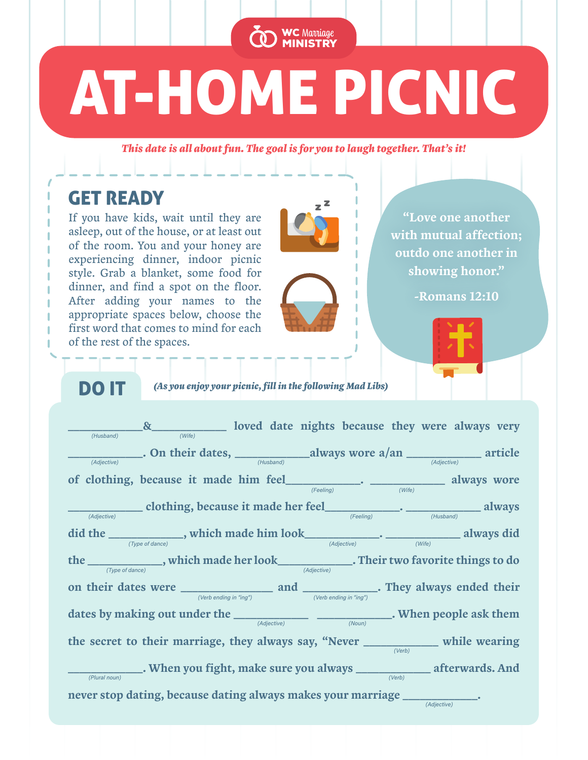WC Marriage MINISTRY

# AT-HOME PICNIC

*This date is all about fun. The goal is for you to laugh together. That's it!*

## GET READY

If you have kids, wait until they are asleep, out of the house, or at least out of the room. You and your honey are experiencing dinner, indoor picnic style. Grab a blanket, some food for dinner, and find a spot on the floor. After adding your names to the appropriate spaces below, choose the first word that comes to mind for each of the rest of the spaces.

> "Love one another with mutual affection; outdo one another in showing honor."
>
> -Romans 12:10

## DO IT

*(As you enjoy your picnic, fill in the following Mad Libs)*

____________ (Husband) & ____________ (Wife) loved date nights because they were always very ____________ (Adjective). On their dates, ____________ (Husband) always wore a/an ____________ (Adjective) article of clothing, because it made him feel ____________ (Feeling). ____________ (Wife) always wore ____________ (Adjective) clothing, because it made her feel ____________ (Feeling). ____________ (Husband) always did the ____________ (Type of dance), which made him look ____________ (Adjective). ____________ (Wife) always did the ____________ (Type of dance), which made her look ____________ (Adjective). Their two favorite things to do on their dates were ____________ (Verb ending in "ing") and ____________ (Verb ending in "ing"). They always ended their dates by making out under the ____________ (Adjective) ____________ (Noun). When people ask them the secret to their marriage, they always say, "Never ____________ (Verb) while wearing ____________ (Plural noun). When you fight, make sure you always ____________ (Verb) afterwards. And never stop dating, because dating always makes your marriage ____________ (Adjective).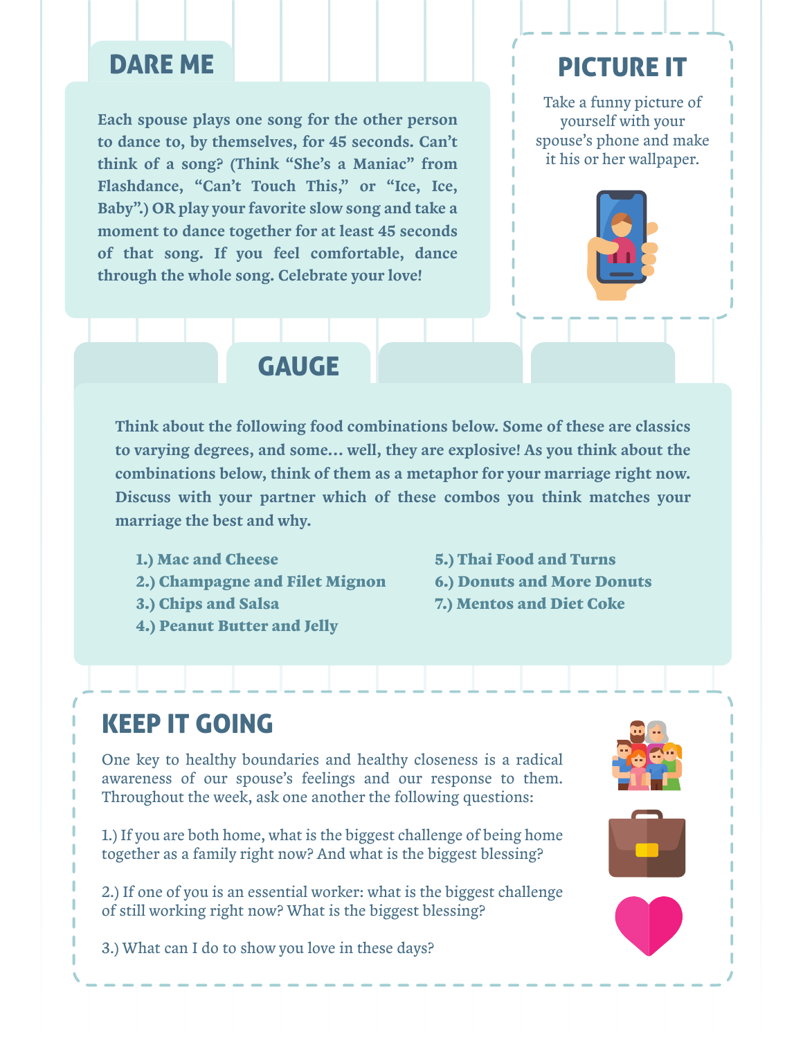## DARE ME

**Each spouse plays one song for the other person to dance to, by themselves, for 45 seconds. Can't think of a song? (Think "She's a Maniac" from Flashdance, "Can't Touch This," or "Ice, Ice, Baby".) OR play your favorite slow song and take a moment to dance together for at least 45 seconds of that song. If you feel comfortable, dance through the whole song. Celebrate your love!**

## PICTURE IT

Take a funny picture of yourself with your spouse's phone and make it his or her wallpaper.

## GAUGE

**Think about the following food combinations below. Some of these are classics to varying degrees, and some... well, they are explosive! As you think about the combinations below, think of them as a metaphor for your marriage right now. Discuss with your partner which of these combos you think matches your marriage the best and why.**

**1.) Mac and Cheese**
**2.) Champagne and Filet Mignon**
**3.) Chips and Salsa**
**4.) Peanut Butter and Jelly**
**5.) Thai Food and Turns**
**6.) Donuts and More Donuts**
**7.) Mentos and Diet Coke**

## KEEP IT GOING

One key to healthy boundaries and healthy closeness is a radical awareness of our spouse's feelings and our response to them. Throughout the week, ask one another the following questions:

1.) If you are both home, what is the biggest challenge of being home together as a family right now? And what is the biggest blessing?

2.) If one of you is an essential worker: what is the biggest challenge of still working right now? What is the biggest blessing?

3.) What can I do to show you love in these days?